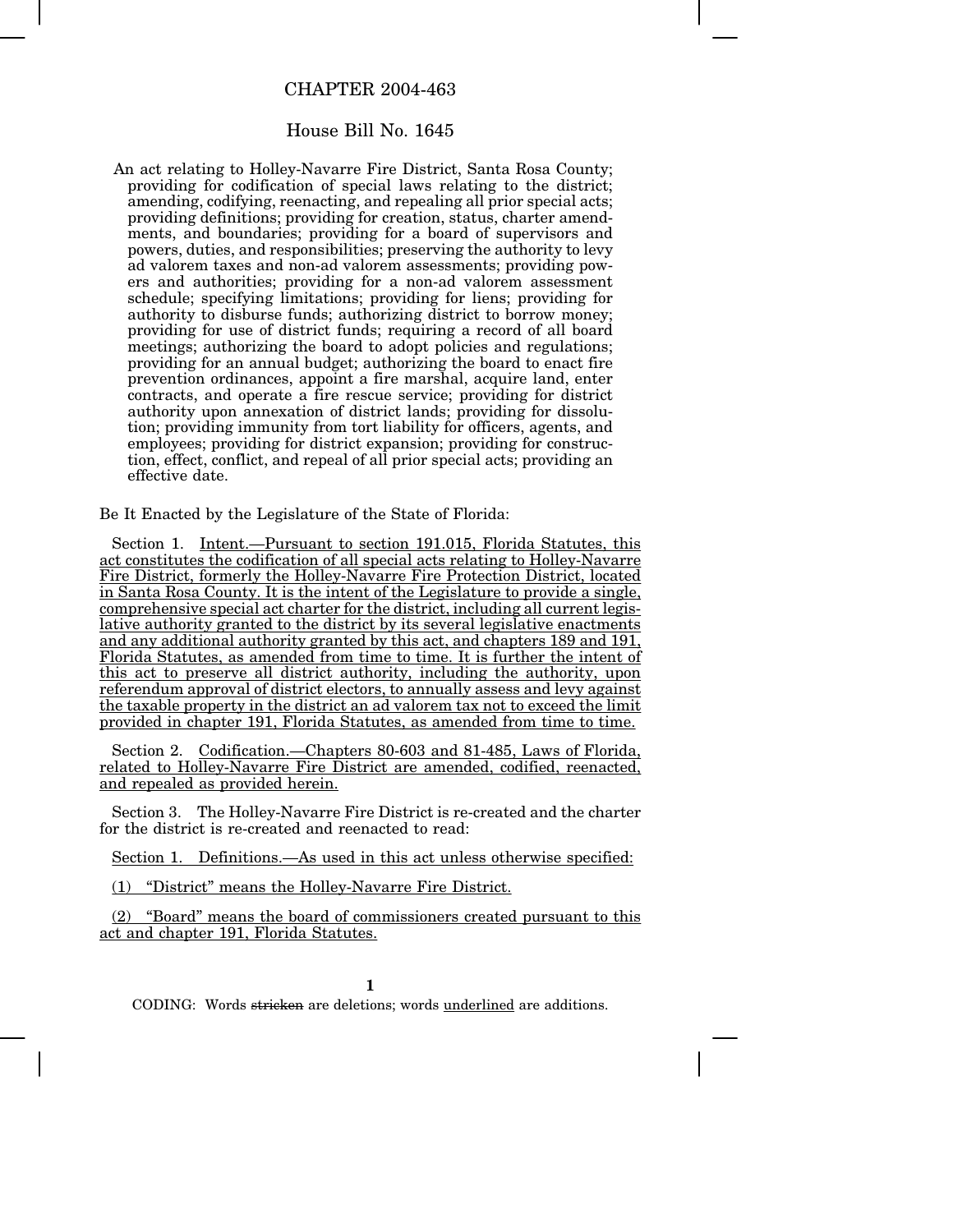# CHAPTER 2004-463

## House Bill No. 1645

An act relating to Holley-Navarre Fire District, Santa Rosa County; providing for codification of special laws relating to the district; amending, codifying, reenacting, and repealing all prior special acts; providing definitions; providing for creation, status, charter amendments, and boundaries; providing for a board of supervisors and powers, duties, and responsibilities; preserving the authority to levy ad valorem taxes and non-ad valorem assessments; providing powers and authorities; providing for a non-ad valorem assessment schedule; specifying limitations; providing for liens; providing for authority to disburse funds; authorizing district to borrow money; providing for use of district funds; requiring a record of all board meetings; authorizing the board to adopt policies and regulations; providing for an annual budget; authorizing the board to enact fire prevention ordinances, appoint a fire marshal, acquire land, enter contracts, and operate a fire rescue service; providing for district authority upon annexation of district lands; providing for dissolution; providing immunity from tort liability for officers, agents, and employees; providing for district expansion; providing for construction, effect, conflict, and repeal of all prior special acts; providing an effective date.

Be It Enacted by the Legislature of the State of Florida:

Section 1. Intent.—Pursuant to section 191.015, Florida Statutes, this act constitutes the codification of all special acts relating to Holley-Navarre Fire District, formerly the Holley-Navarre Fire Protection District, located in Santa Rosa County. It is the intent of the Legislature to provide a single, comprehensive special act charter for the district, including all current legislative authority granted to the district by its several legislative enactments and any additional authority granted by this act, and chapters 189 and 191, Florida Statutes, as amended from time to time. It is further the intent of this act to preserve all district authority, including the authority, upon referendum approval of district electors, to annually assess and levy against the taxable property in the district an ad valorem tax not to exceed the limit provided in chapter 191, Florida Statutes, as amended from time to time.

Section 2. Codification.—Chapters 80-603 and 81-485, Laws of Florida, related to Holley-Navarre Fire District are amended, codified, reenacted, and repealed as provided herein.

Section 3. The Holley-Navarre Fire District is re-created and the charter for the district is re-created and reenacted to read:

Section 1. Definitions.—As used in this act unless otherwise specified:

(1) "District" means the Holley-Navarre Fire District.

(2) "Board" means the board of commissioners created pursuant to this act and chapter 191, Florida Statutes.

CODING: Words ~~stricken~~ are deletions; words underlined are additions.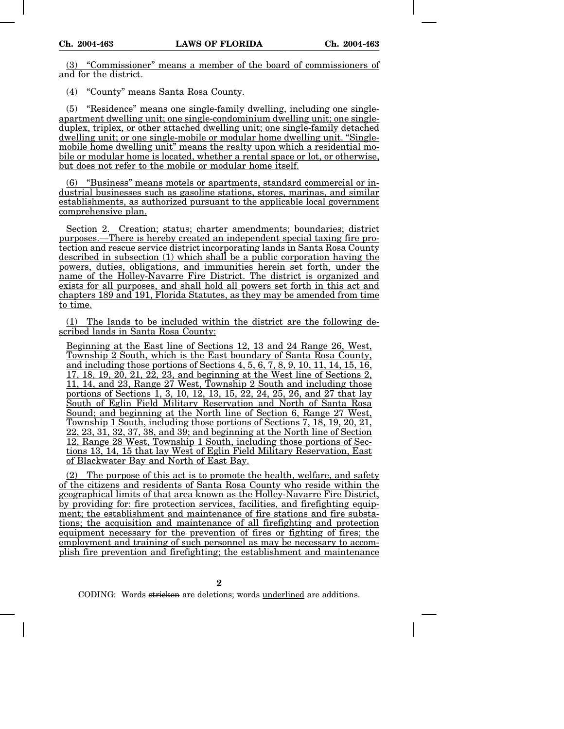(3) "Commissioner" means a member of the board of commissioners of and for the district.

(4) "County" means Santa Rosa County.

(5) "Residence" means one single-family dwelling, including one single-apartment dwelling unit; one single-condominium dwelling unit; one single-duplex, triplex, or other attached dwelling unit; one single-family detached dwelling unit; or one single-mobile or modular home dwelling unit. "Single-mobile home dwelling unit" means the realty upon which a residential mobile or modular home is located, whether a rental space or lot, or otherwise, but does not refer to the mobile or modular home itself.

(6) "Business" means motels or apartments, standard commercial or industrial businesses such as gasoline stations, stores, marinas, and similar establishments, as authorized pursuant to the applicable local government comprehensive plan.

Section 2. Creation; status; charter amendments; boundaries; district purposes.—There is hereby created an independent special taxing fire protection and rescue service district incorporating lands in Santa Rosa County described in subsection (1) which shall be a public corporation having the powers, duties, obligations, and immunities herein set forth, under the name of the Holley-Navarre Fire District. The district is organized and exists for all purposes, and shall hold all powers set forth in this act and chapters 189 and 191, Florida Statutes, as they may be amended from time to time.

(1) The lands to be included within the district are the following described lands in Santa Rosa County:

> Beginning at the East line of Sections 12, 13 and 24 Range 26, West, Township 2 South, which is the East boundary of Santa Rosa County, and including those portions of Sections 4, 5, 6, 7, 8, 9, 10, 11, 14, 15, 16, 17, 18, 19, 20, 21, 22, 23, and beginning at the West line of Sections 2, 11, 14, and 23, Range 27 West, Township 2 South and including those portions of Sections 1, 3, 10, 12, 13, 15, 22, 24, 25, 26, and 27 that lay South of Eglin Field Military Reservation and North of Santa Rosa Sound; and beginning at the North line of Section 6, Range 27 West, Township 1 South, including those portions of Sections 7, 18, 19, 20, 21, 22, 23, 31, 32, 37, 38, and 39; and beginning at the North line of Section 12, Range 28 West, Township 1 South, including those portions of Sections 13, 14, 15 that lay West of Eglin Field Military Reservation, East of Blackwater Bay and North of East Bay.

(2) The purpose of this act is to promote the health, welfare, and safety of the citizens and residents of Santa Rosa County who reside within the geographical limits of that area known as the Holley-Navarre Fire District, by providing for: fire protection services, facilities, and firefighting equipment; the establishment and maintenance of fire stations and fire substations; the acquisition and maintenance of all firefighting and protection equipment necessary for the prevention of fires or fighting of fires; the employment and training of such personnel as may be necessary to accomplish fire prevention and firefighting; the establishment and maintenance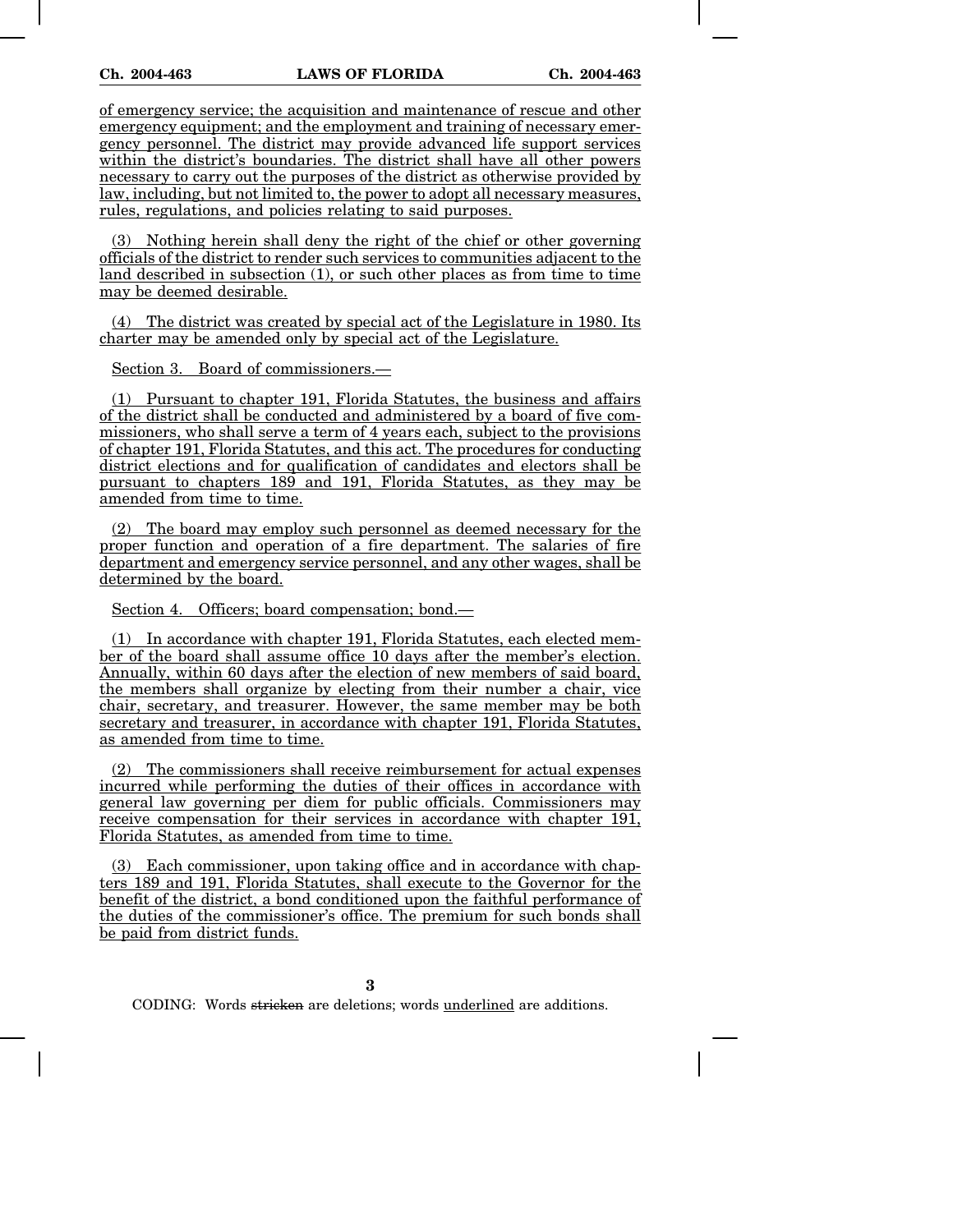of emergency service; the acquisition and maintenance of rescue and other emergency equipment; and the employment and training of necessary emergency personnel. The district may provide advanced life support services within the district's boundaries. The district shall have all other powers necessary to carry out the purposes of the district as otherwise provided by law, including, but not limited to, the power to adopt all necessary measures, rules, regulations, and policies relating to said purposes.

(3) Nothing herein shall deny the right of the chief or other governing officials of the district to render such services to communities adjacent to the land described in subsection (1), or such other places as from time to time may be deemed desirable.

(4) The district was created by special act of the Legislature in 1980. Its charter may be amended only by special act of the Legislature.

Section 3. Board of commissioners.—

(1) Pursuant to chapter 191, Florida Statutes, the business and affairs of the district shall be conducted and administered by a board of five commissioners, who shall serve a term of 4 years each, subject to the provisions of chapter 191, Florida Statutes, and this act. The procedures for conducting district elections and for qualification of candidates and electors shall be pursuant to chapters 189 and 191, Florida Statutes, as they may be amended from time to time.

(2) The board may employ such personnel as deemed necessary for the proper function and operation of a fire department. The salaries of fire department and emergency service personnel, and any other wages, shall be determined by the board.

Section 4. Officers; board compensation; bond.—

(1) In accordance with chapter 191, Florida Statutes, each elected member of the board shall assume office 10 days after the member's election. Annually, within 60 days after the election of new members of said board, the members shall organize by electing from their number a chair, vice chair, secretary, and treasurer. However, the same member may be both secretary and treasurer, in accordance with chapter 191, Florida Statutes, as amended from time to time.

(2) The commissioners shall receive reimbursement for actual expenses incurred while performing the duties of their offices in accordance with general law governing per diem for public officials. Commissioners may receive compensation for their services in accordance with chapter 191, Florida Statutes, as amended from time to time.

(3) Each commissioner, upon taking office and in accordance with chapters 189 and 191, Florida Statutes, shall execute to the Governor for the benefit of the district, a bond conditioned upon the faithful performance of the duties of the commissioner's office. The premium for such bonds shall be paid from district funds.

CODING: Words ~~stricken~~ are deletions; words underlined are additions.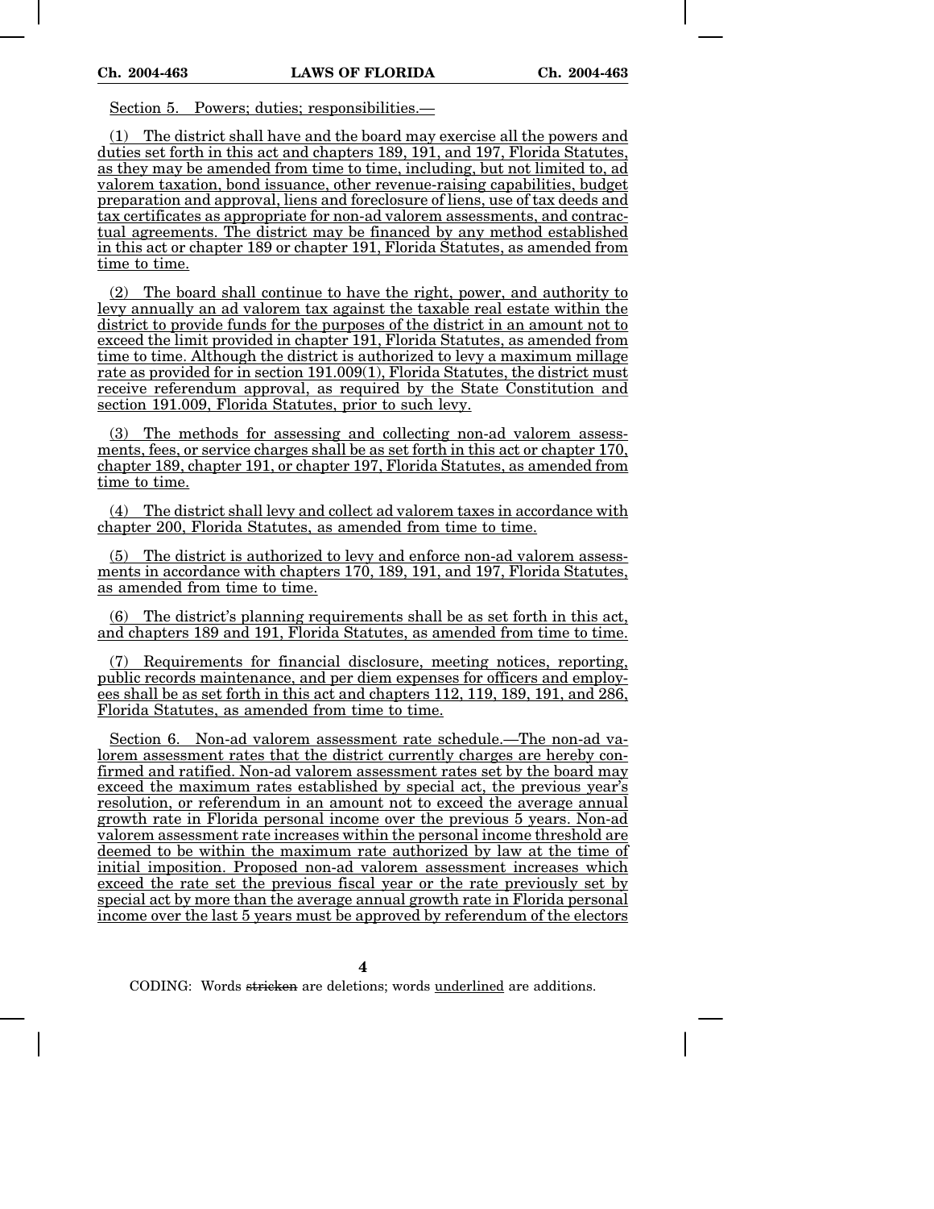Section 5. Powers; duties; responsibilities.—

(1) The district shall have and the board may exercise all the powers and duties set forth in this act and chapters 189, 191, and 197, Florida Statutes, as they may be amended from time to time, including, but not limited to, ad valorem taxation, bond issuance, other revenue-raising capabilities, budget preparation and approval, liens and foreclosure of liens, use of tax deeds and tax certificates as appropriate for non-ad valorem assessments, and contractual agreements. The district may be financed by any method established in this act or chapter 189 or chapter 191, Florida Statutes, as amended from time to time.

(2) The board shall continue to have the right, power, and authority to levy annually an ad valorem tax against the taxable real estate within the district to provide funds for the purposes of the district in an amount not to exceed the limit provided in chapter 191, Florida Statutes, as amended from time to time. Although the district is authorized to levy a maximum millage rate as provided for in section 191.009(1), Florida Statutes, the district must receive referendum approval, as required by the State Constitution and section 191.009, Florida Statutes, prior to such levy.

(3) The methods for assessing and collecting non-ad valorem assessments, fees, or service charges shall be as set forth in this act or chapter 170, chapter 189, chapter 191, or chapter 197, Florida Statutes, as amended from time to time.

(4) The district shall levy and collect ad valorem taxes in accordance with chapter 200, Florida Statutes, as amended from time to time.

(5) The district is authorized to levy and enforce non-ad valorem assessments in accordance with chapters 170, 189, 191, and 197, Florida Statutes, as amended from time to time.

(6) The district's planning requirements shall be as set forth in this act, and chapters 189 and 191, Florida Statutes, as amended from time to time.

(7) Requirements for financial disclosure, meeting notices, reporting, public records maintenance, and per diem expenses for officers and employees shall be as set forth in this act and chapters 112, 119, 189, 191, and 286, Florida Statutes, as amended from time to time.

Section 6. Non-ad valorem assessment rate schedule.—The non-ad valorem assessment rates that the district currently charges are hereby confirmed and ratified. Non-ad valorem assessment rates set by the board may exceed the maximum rates established by special act, the previous year's resolution, or referendum in an amount not to exceed the average annual growth rate in Florida personal income over the previous 5 years. Non-ad valorem assessment rate increases within the personal income threshold are deemed to be within the maximum rate authorized by law at the time of initial imposition. Proposed non-ad valorem assessment increases which exceed the rate set the previous fiscal year or the rate previously set by special act by more than the average annual growth rate in Florida personal income over the last 5 years must be approved by referendum of the electors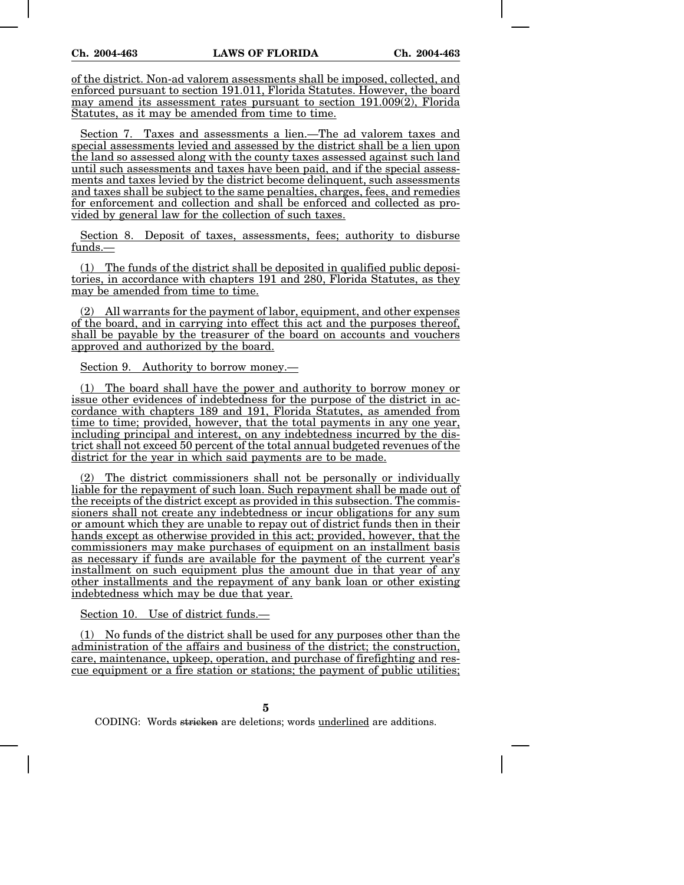of the district. Non-ad valorem assessments shall be imposed, collected, and enforced pursuant to section 191.011, Florida Statutes. However, the board may amend its assessment rates pursuant to section 191.009(2), Florida Statutes, as it may be amended from time to time.

Section 7. Taxes and assessments a lien.—The ad valorem taxes and special assessments levied and assessed by the district shall be a lien upon the land so assessed along with the county taxes assessed against such land until such assessments and taxes have been paid, and if the special assessments and taxes levied by the district become delinquent, such assessments and taxes shall be subject to the same penalties, charges, fees, and remedies for enforcement and collection and shall be enforced and collected as provided by general law for the collection of such taxes.

Section 8. Deposit of taxes, assessments, fees; authority to disburse funds.—

(1) The funds of the district shall be deposited in qualified public depositories, in accordance with chapters 191 and 280, Florida Statutes, as they may be amended from time to time.

(2) All warrants for the payment of labor, equipment, and other expenses of the board, and in carrying into effect this act and the purposes thereof, shall be payable by the treasurer of the board on accounts and vouchers approved and authorized by the board.

Section 9. Authority to borrow money.—

(1) The board shall have the power and authority to borrow money or issue other evidences of indebtedness for the purpose of the district in accordance with chapters 189 and 191, Florida Statutes, as amended from time to time; provided, however, that the total payments in any one year, including principal and interest, on any indebtedness incurred by the district shall not exceed 50 percent of the total annual budgeted revenues of the district for the year in which said payments are to be made.

(2) The district commissioners shall not be personally or individually liable for the repayment of such loan. Such repayment shall be made out of the receipts of the district except as provided in this subsection. The commissioners shall not create any indebtedness or incur obligations for any sum or amount which they are unable to repay out of district funds then in their hands except as otherwise provided in this act; provided, however, that the commissioners may make purchases of equipment on an installment basis as necessary if funds are available for the payment of the current year's installment on such equipment plus the amount due in that year of any other installments and the repayment of any bank loan or other existing indebtedness which may be due that year.

Section 10. Use of district funds.—

(1) No funds of the district shall be used for any purposes other than the administration of the affairs and business of the district; the construction, care, maintenance, upkeep, operation, and purchase of firefighting and rescue equipment or a fire station or stations; the payment of public utilities;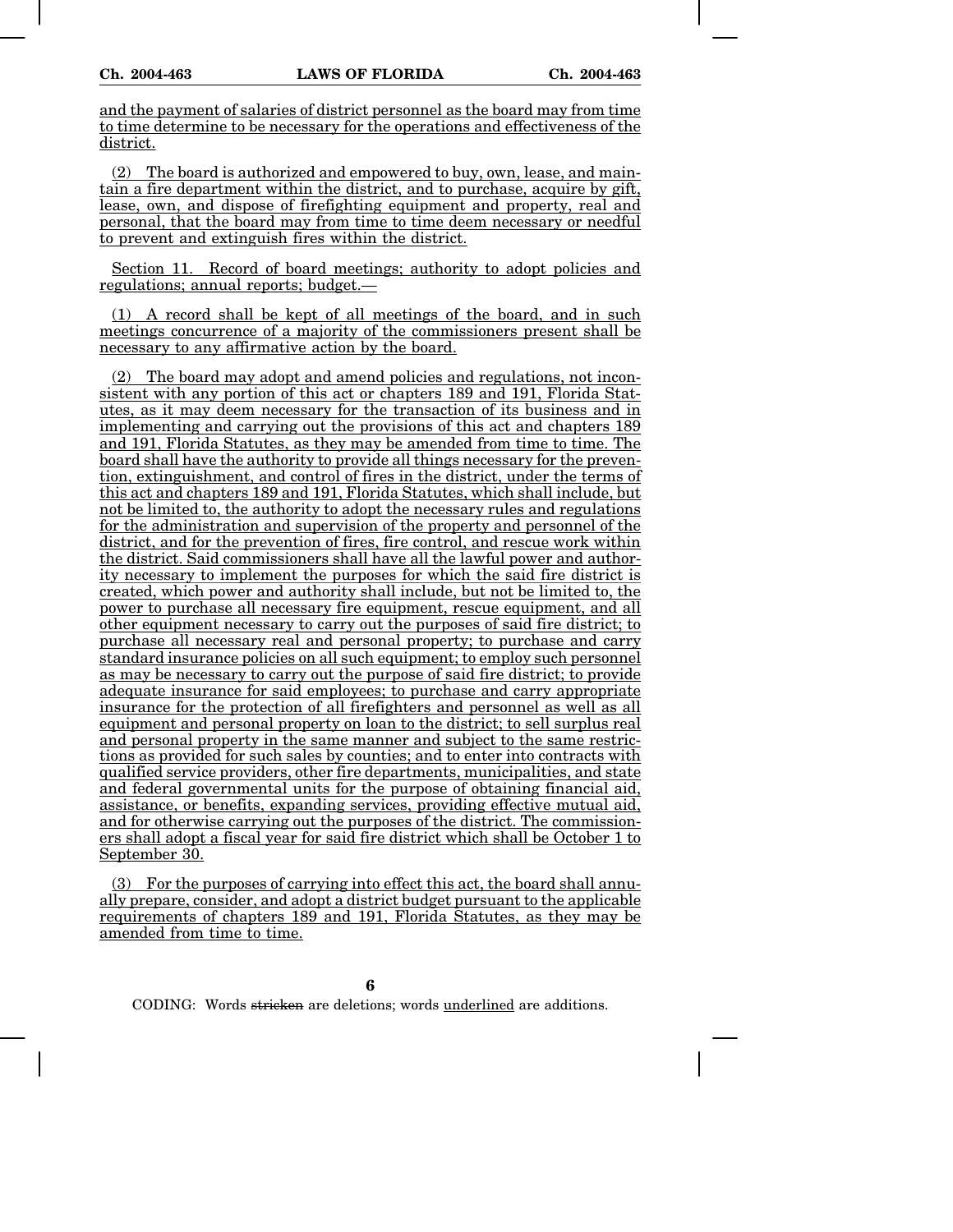and the payment of salaries of district personnel as the board may from time to time determine to be necessary for the operations and effectiveness of the district.

(2) The board is authorized and empowered to buy, own, lease, and maintain a fire department within the district, and to purchase, acquire by gift, lease, own, and dispose of firefighting equipment and property, real and personal, that the board may from time to time deem necessary or needful to prevent and extinguish fires within the district.

Section 11. Record of board meetings; authority to adopt policies and regulations; annual reports; budget.—

(1) A record shall be kept of all meetings of the board, and in such meetings concurrence of a majority of the commissioners present shall be necessary to any affirmative action by the board.

(2) The board may adopt and amend policies and regulations, not inconsistent with any portion of this act or chapters 189 and 191, Florida Statutes, as it may deem necessary for the transaction of its business and in implementing and carrying out the provisions of this act and chapters 189 and 191, Florida Statutes, as they may be amended from time to time. The board shall have the authority to provide all things necessary for the prevention, extinguishment, and control of fires in the district, under the terms of this act and chapters 189 and 191, Florida Statutes, which shall include, but not be limited to, the authority to adopt the necessary rules and regulations for the administration and supervision of the property and personnel of the district, and for the prevention of fires, fire control, and rescue work within the district. Said commissioners shall have all the lawful power and authority necessary to implement the purposes for which the said fire district is created, which power and authority shall include, but not be limited to, the power to purchase all necessary fire equipment, rescue equipment, and all other equipment necessary to carry out the purposes of said fire district; to purchase all necessary real and personal property; to purchase and carry standard insurance policies on all such equipment; to employ such personnel as may be necessary to carry out the purpose of said fire district; to provide adequate insurance for said employees; to purchase and carry appropriate insurance for the protection of all firefighters and personnel as well as all equipment and personal property on loan to the district; to sell surplus real and personal property in the same manner and subject to the same restrictions as provided for such sales by counties; and to enter into contracts with qualified service providers, other fire departments, municipalities, and state and federal governmental units for the purpose of obtaining financial aid, assistance, or benefits, expanding services, providing effective mutual aid, and for otherwise carrying out the purposes of the district. The commissioners shall adopt a fiscal year for said fire district which shall be October 1 to September 30.

(3) For the purposes of carrying into effect this act, the board shall annually prepare, consider, and adopt a district budget pursuant to the applicable requirements of chapters 189 and 191, Florida Statutes, as they may be amended from time to time.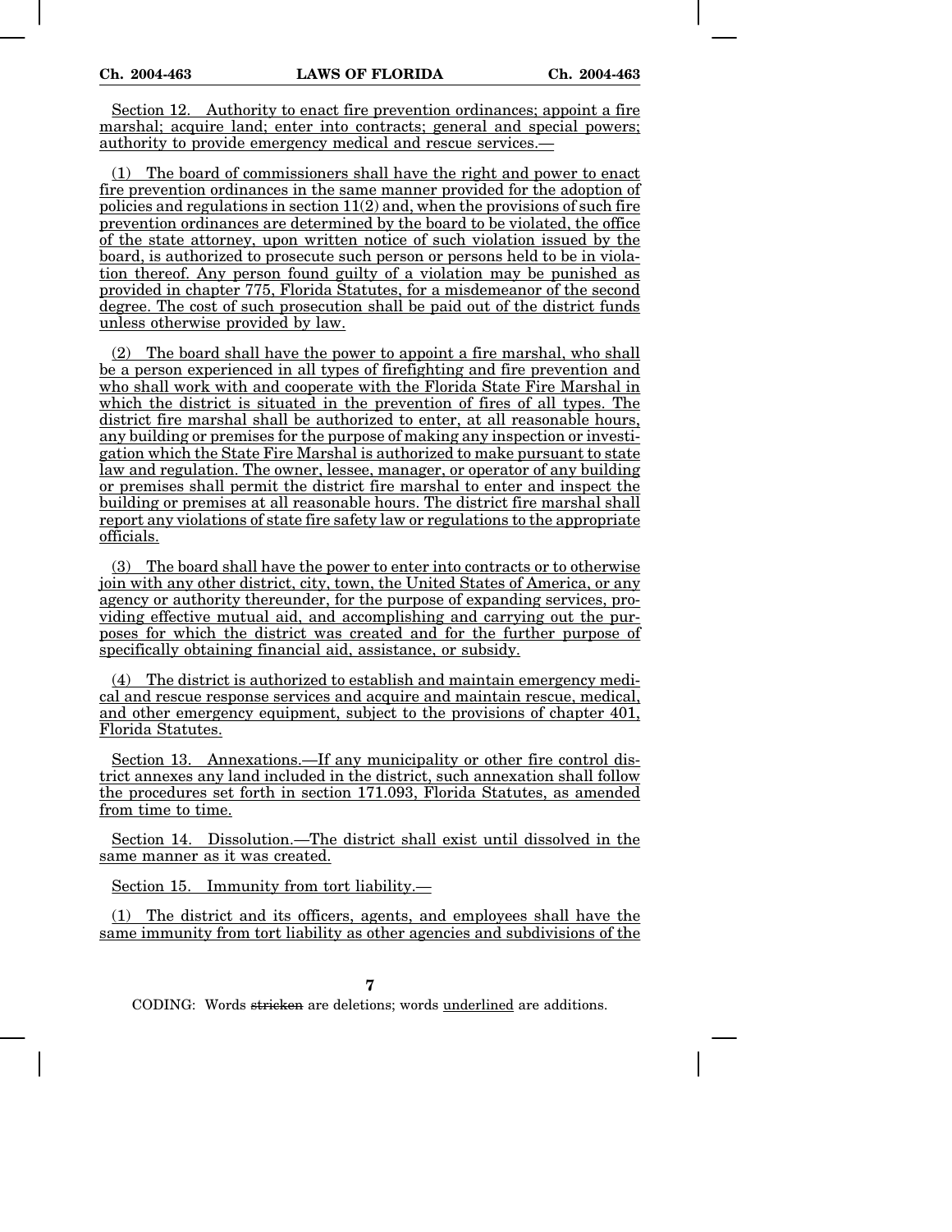Section 12. Authority to enact fire prevention ordinances; appoint a fire marshal; acquire land; enter into contracts; general and special powers; authority to provide emergency medical and rescue services.—

(1) The board of commissioners shall have the right and power to enact fire prevention ordinances in the same manner provided for the adoption of policies and regulations in section 11(2) and, when the provisions of such fire prevention ordinances are determined by the board to be violated, the office of the state attorney, upon written notice of such violation issued by the board, is authorized to prosecute such person or persons held to be in violation thereof. Any person found guilty of a violation may be punished as provided in chapter 775, Florida Statutes, for a misdemeanor of the second degree. The cost of such prosecution shall be paid out of the district funds unless otherwise provided by law.

(2) The board shall have the power to appoint a fire marshal, who shall be a person experienced in all types of firefighting and fire prevention and who shall work with and cooperate with the Florida State Fire Marshal in which the district is situated in the prevention of fires of all types. The district fire marshal shall be authorized to enter, at all reasonable hours, any building or premises for the purpose of making any inspection or investigation which the State Fire Marshal is authorized to make pursuant to state law and regulation. The owner, lessee, manager, or operator of any building or premises shall permit the district fire marshal to enter and inspect the building or premises at all reasonable hours. The district fire marshal shall report any violations of state fire safety law or regulations to the appropriate officials.

(3) The board shall have the power to enter into contracts or to otherwise join with any other district, city, town, the United States of America, or any agency or authority thereunder, for the purpose of expanding services, providing effective mutual aid, and accomplishing and carrying out the purposes for which the district was created and for the further purpose of specifically obtaining financial aid, assistance, or subsidy.

(4) The district is authorized to establish and maintain emergency medical and rescue response services and acquire and maintain rescue, medical, and other emergency equipment, subject to the provisions of chapter 401, Florida Statutes.

Section 13. Annexations.—If any municipality or other fire control district annexes any land included in the district, such annexation shall follow the procedures set forth in section 171.093, Florida Statutes, as amended from time to time.

Section 14. Dissolution.—The district shall exist until dissolved in the same manner as it was created.

Section 15. Immunity from tort liability.—

(1) The district and its officers, agents, and employees shall have the same immunity from tort liability as other agencies and subdivisions of the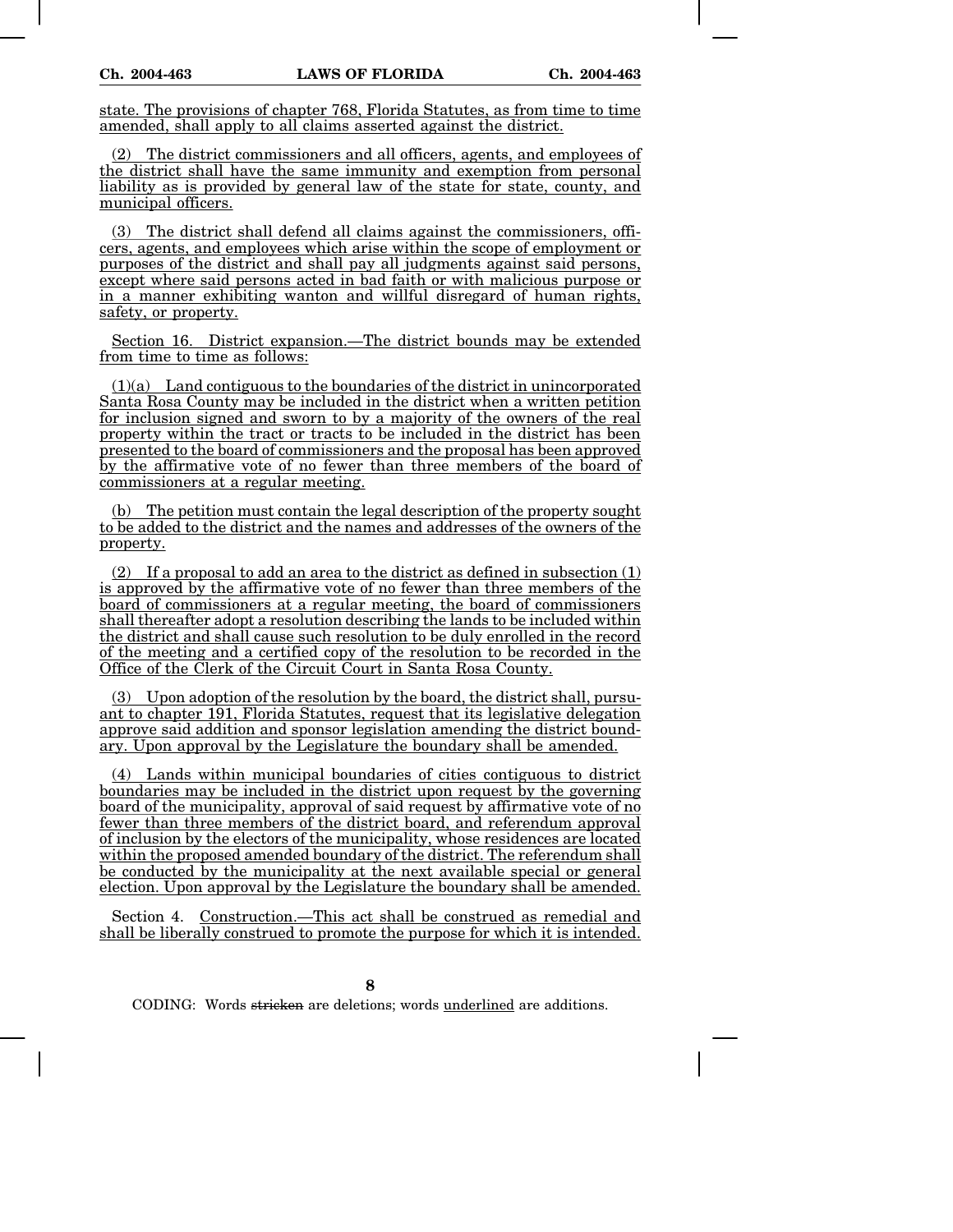state. The provisions of chapter 768, Florida Statutes, as from time to time amended, shall apply to all claims asserted against the district.

(2) The district commissioners and all officers, agents, and employees of the district shall have the same immunity and exemption from personal liability as is provided by general law of the state for state, county, and municipal officers.

(3) The district shall defend all claims against the commissioners, officers, agents, and employees which arise within the scope of employment or purposes of the district and shall pay all judgments against said persons, except where said persons acted in bad faith or with malicious purpose or in a manner exhibiting wanton and willful disregard of human rights, safety, or property.

Section 16. District expansion.—The district bounds may be extended from time to time as follows:

(1)(a) Land contiguous to the boundaries of the district in unincorporated Santa Rosa County may be included in the district when a written petition for inclusion signed and sworn to by a majority of the owners of the real property within the tract or tracts to be included in the district has been presented to the board of commissioners and the proposal has been approved by the affirmative vote of no fewer than three members of the board of commissioners at a regular meeting.

(b) The petition must contain the legal description of the property sought to be added to the district and the names and addresses of the owners of the property.

(2) If a proposal to add an area to the district as defined in subsection (1) is approved by the affirmative vote of no fewer than three members of the board of commissioners at a regular meeting, the board of commissioners shall thereafter adopt a resolution describing the lands to be included within the district and shall cause such resolution to be duly enrolled in the record of the meeting and a certified copy of the resolution to be recorded in the Office of the Clerk of the Circuit Court in Santa Rosa County.

(3) Upon adoption of the resolution by the board, the district shall, pursuant to chapter 191, Florida Statutes, request that its legislative delegation approve said addition and sponsor legislation amending the district boundary. Upon approval by the Legislature the boundary shall be amended.

(4) Lands within municipal boundaries of cities contiguous to district boundaries may be included in the district upon request by the governing board of the municipality, approval of said request by affirmative vote of no fewer than three members of the district board, and referendum approval of inclusion by the electors of the municipality, whose residences are located within the proposed amended boundary of the district. The referendum shall be conducted by the municipality at the next available special or general election. Upon approval by the Legislature the boundary shall be amended.

Section 4. Construction.—This act shall be construed as remedial and shall be liberally construed to promote the purpose for which it is intended.

CODING: Words ~~stricken~~ are deletions; words underlined are additions.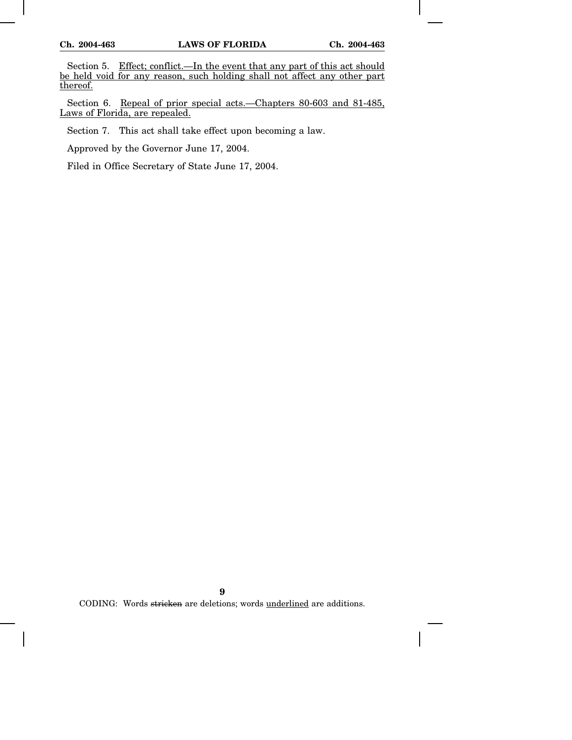Section 5. Effect; conflict.—In the event that any part of this act should be held void for any reason, such holding shall not affect any other part thereof.

Section 6. Repeal of prior special acts.—Chapters 80-603 and 81-485, Laws of Florida, are repealed.

Section 7. This act shall take effect upon becoming a law.

Approved by the Governor June 17, 2004.

Filed in Office Secretary of State June 17, 2004.

CODING: Words stricken are deletions; words underlined are additions.